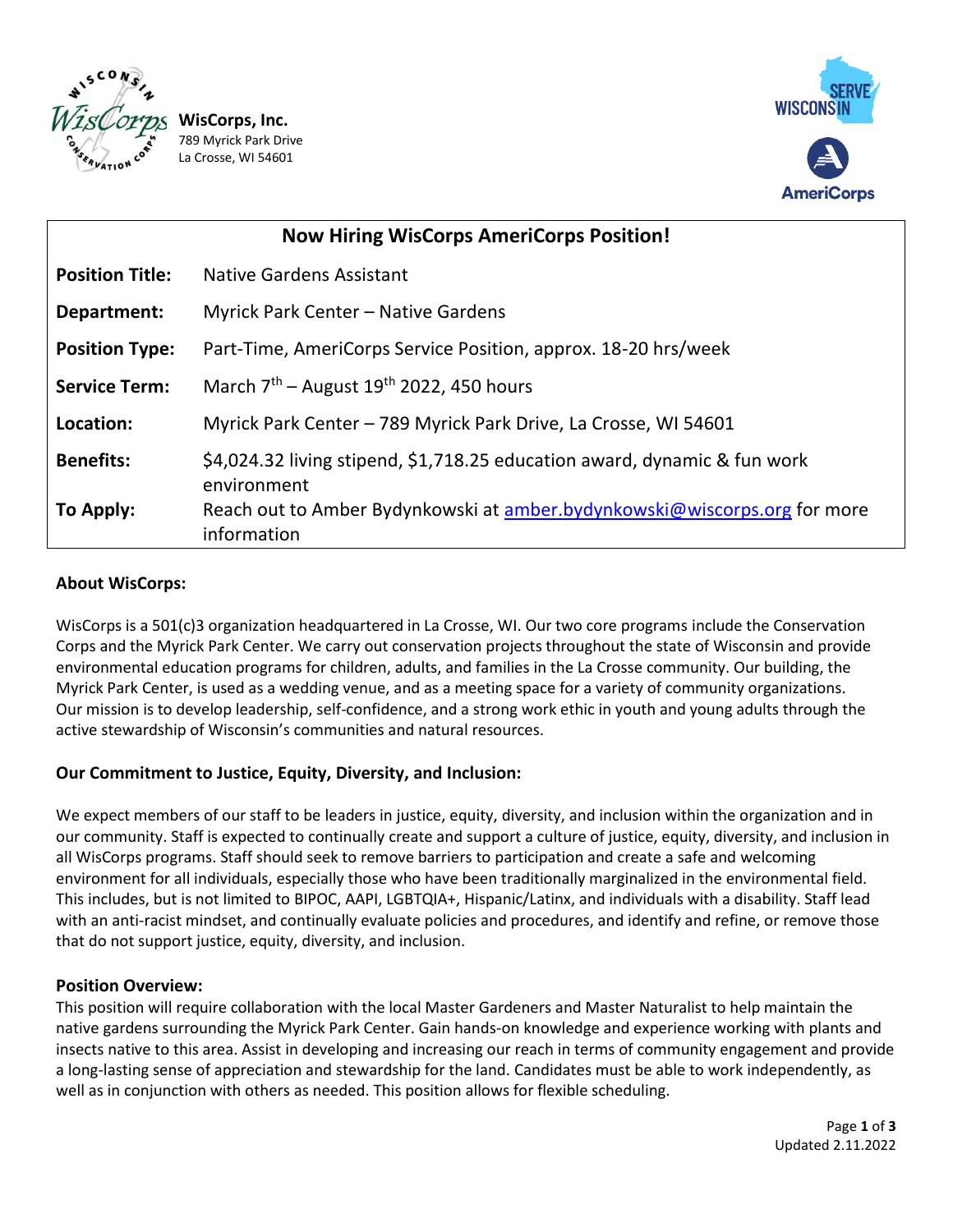**WisCorps, Inc.**
789 Myrick Park Drive
La Crosse, WI 54601

| Now Hiring WisCorps AmeriCorps Position! | |
|---|---|
| **Position Title:** | Native Gardens Assistant |
| **Department:** | Myrick Park Center – Native Gardens |
| **Position Type:** | Part-Time, AmeriCorps Service Position, approx. 18-20 hrs/week |
| **Service Term:** | March 7th – August 19th 2022, 450 hours |
| **Location:** | Myrick Park Center – 789 Myrick Park Drive, La Crosse, WI 54601 |
| **Benefits:** | $4,024.32 living stipend, $1,718.25 education award, dynamic & fun work environment |
| **To Apply:** | Reach out to Amber Bydynkowski at amber.bydynkowski@wiscorps.org for more information |

### About WisCorps:

WisCorps is a 501(c)3 organization headquartered in La Crosse, WI. Our two core programs include the Conservation Corps and the Myrick Park Center. We carry out conservation projects throughout the state of Wisconsin and provide environmental education programs for children, adults, and families in the La Crosse community. Our building, the Myrick Park Center, is used as a wedding venue, and as a meeting space for a variety of community organizations. Our mission is to develop leadership, self-confidence, and a strong work ethic in youth and young adults through the active stewardship of Wisconsin's communities and natural resources.

### Our Commitment to Justice, Equity, Diversity, and Inclusion:

We expect members of our staff to be leaders in justice, equity, diversity, and inclusion within the organization and in our community. Staff is expected to continually create and support a culture of justice, equity, diversity, and inclusion in all WisCorps programs. Staff should seek to remove barriers to participation and create a safe and welcoming environment for all individuals, especially those who have been traditionally marginalized in the environmental field. This includes, but is not limited to BIPOC, AAPI, LGBTQIA+, Hispanic/Latinx, and individuals with a disability. Staff lead with an anti-racist mindset, and continually evaluate policies and procedures, and identify and refine, or remove those that do not support justice, equity, diversity, and inclusion.

### Position Overview:

This position will require collaboration with the local Master Gardeners and Master Naturalist to help maintain the native gardens surrounding the Myrick Park Center. Gain hands-on knowledge and experience working with plants and insects native to this area. Assist in developing and increasing our reach in terms of community engagement and provide a long-lasting sense of appreciation and stewardship for the land. Candidates must be able to work independently, as well as in conjunction with others as needed. This position allows for flexible scheduling.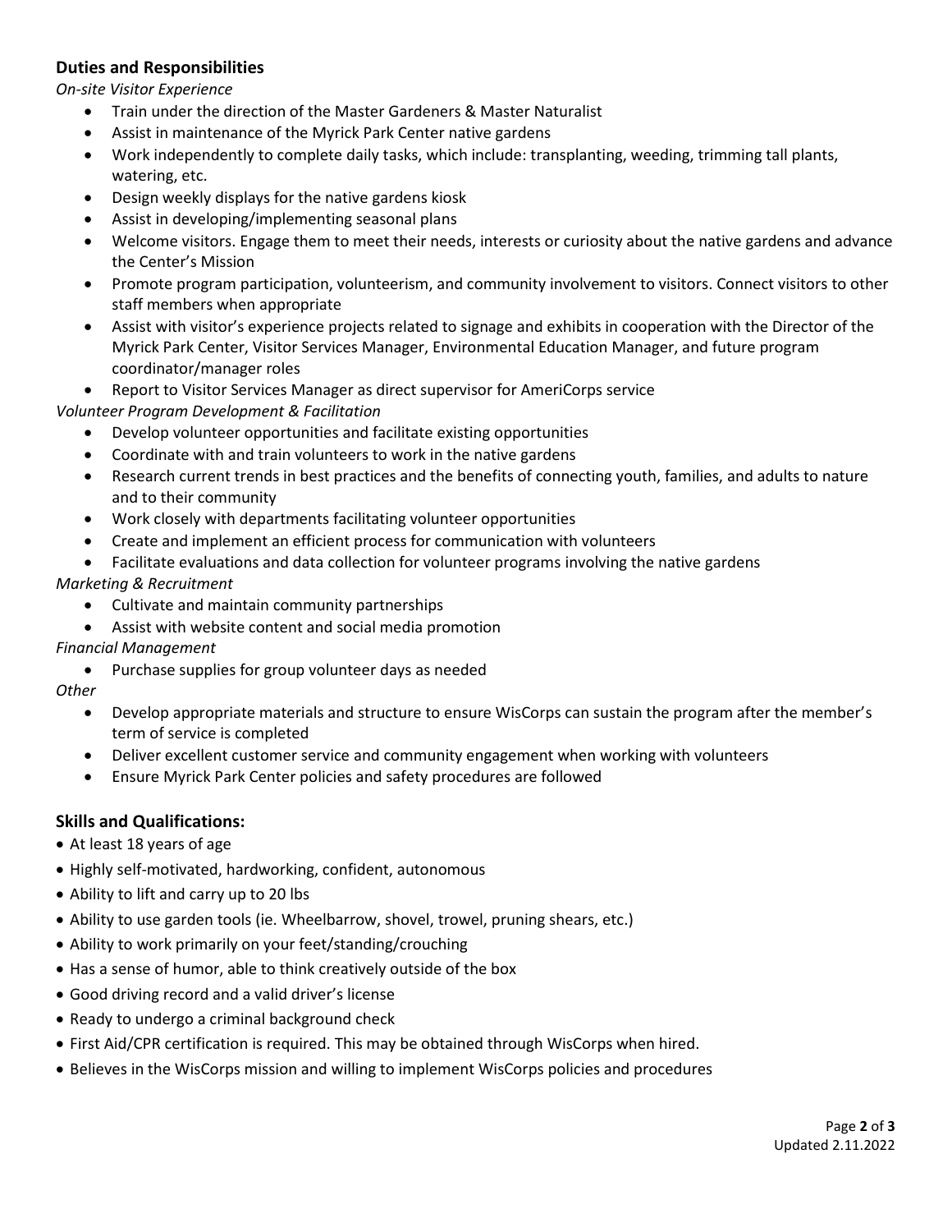## Duties and Responsibilities

*On-site Visitor Experience*

- Train under the direction of the Master Gardeners & Master Naturalist
- Assist in maintenance of the Myrick Park Center native gardens
- Work independently to complete daily tasks, which include: transplanting, weeding, trimming tall plants, watering, etc.
- Design weekly displays for the native gardens kiosk
- Assist in developing/implementing seasonal plans
- Welcome visitors. Engage them to meet their needs, interests or curiosity about the native gardens and advance the Center's Mission
- Promote program participation, volunteerism, and community involvement to visitors. Connect visitors to other staff members when appropriate
- Assist with visitor's experience projects related to signage and exhibits in cooperation with the Director of the Myrick Park Center, Visitor Services Manager, Environmental Education Manager, and future program coordinator/manager roles
- Report to Visitor Services Manager as direct supervisor for AmeriCorps service

*Volunteer Program Development & Facilitation*

- Develop volunteer opportunities and facilitate existing opportunities
- Coordinate with and train volunteers to work in the native gardens
- Research current trends in best practices and the benefits of connecting youth, families, and adults to nature and to their community
- Work closely with departments facilitating volunteer opportunities
- Create and implement an efficient process for communication with volunteers
- Facilitate evaluations and data collection for volunteer programs involving the native gardens

*Marketing & Recruitment*

- Cultivate and maintain community partnerships
- Assist with website content and social media promotion

*Financial Management*

- Purchase supplies for group volunteer days as needed

*Other*

- Develop appropriate materials and structure to ensure WisCorps can sustain the program after the member's term of service is completed
- Deliver excellent customer service and community engagement when working with volunteers
- Ensure Myrick Park Center policies and safety procedures are followed

## Skills and Qualifications:

- At least 18 years of age
- Highly self-motivated, hardworking, confident, autonomous
- Ability to lift and carry up to 20 lbs
- Ability to use garden tools (ie. Wheelbarrow, shovel, trowel, pruning shears, etc.)
- Ability to work primarily on your feet/standing/crouching
- Has a sense of humor, able to think creatively outside of the box
- Good driving record and a valid driver's license
- Ready to undergo a criminal background check
- First Aid/CPR certification is required. This may be obtained through WisCorps when hired.
- Believes in the WisCorps mission and willing to implement WisCorps policies and procedures

Updated 2.11.2022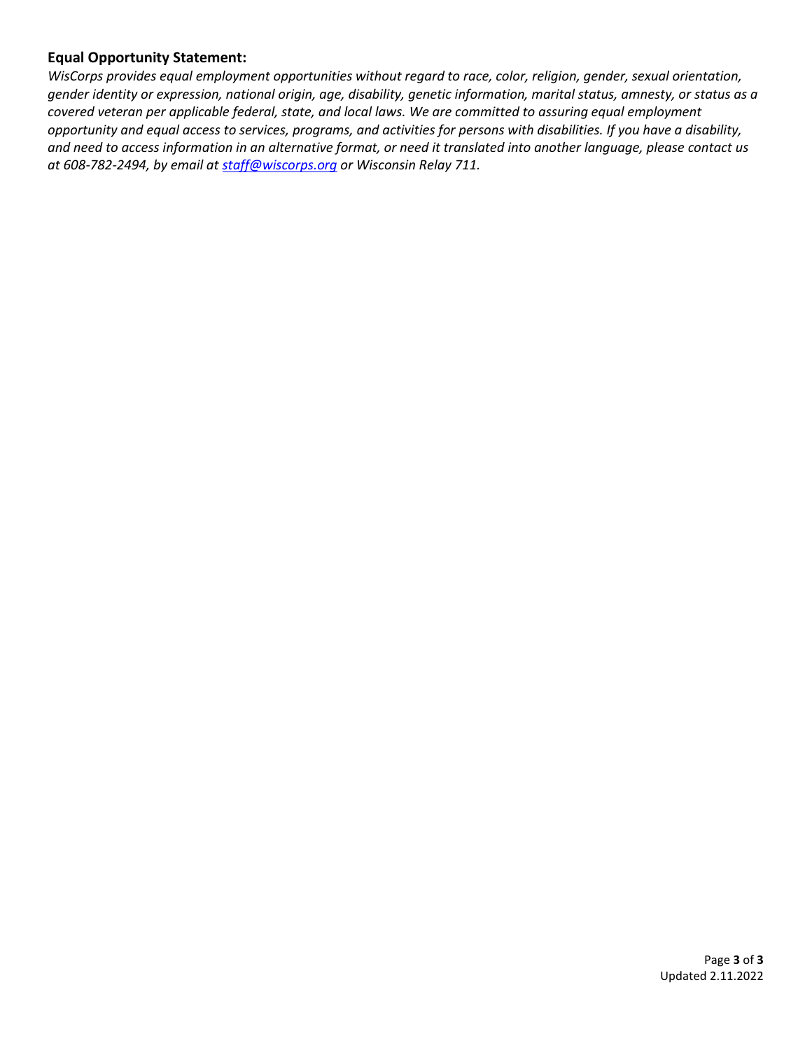## Equal Opportunity Statement:

*WisCorps provides equal employment opportunities without regard to race, color, religion, gender, sexual orientation, gender identity or expression, national origin, age, disability, genetic information, marital status, amnesty, or status as a covered veteran per applicable federal, state, and local laws. We are committed to assuring equal employment opportunity and equal access to services, programs, and activities for persons with disabilities. If you have a disability, and need to access information in an alternative format, or need it translated into another language, please contact us at 608-782-2494, by email at [staff@wiscorps.org](mailto:staff@wiscorps.org) or Wisconsin Relay 711.*

Updated 2.11.2022